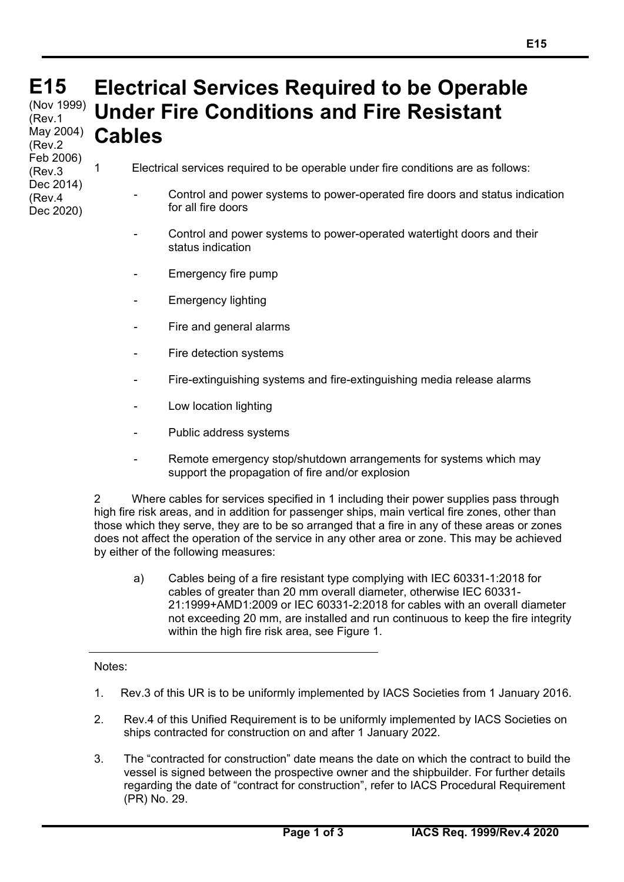# E15 Electrical Services Required to be Operable Under Fire Conditions and Fire Resistant Cables

(Nov 1999)
(Rev.1 May 2004)
(Rev.2 Feb 2006)
(Rev.3 Dec 2014)
(Rev.4 Dec 2020)

1 Electrical services required to be operable under fire conditions are as follows:

- Control and power systems to power-operated fire doors and status indication for all fire doors
- Control and power systems to power-operated watertight doors and their status indication
- Emergency fire pump
- Emergency lighting
- Fire and general alarms
- Fire detection systems
- Fire-extinguishing systems and fire-extinguishing media release alarms
- Low location lighting
- Public address systems
- Remote emergency stop/shutdown arrangements for systems which may support the propagation of fire and/or explosion

2 Where cables for services specified in 1 including their power supplies pass through high fire risk areas, and in addition for passenger ships, main vertical fire zones, other than those which they serve, they are to be so arranged that a fire in any of these areas or zones does not affect the operation of the service in any other area or zone. This may be achieved by either of the following measures:

a) Cables being of a fire resistant type complying with IEC 60331-1:2018 for cables of greater than 20 mm overall diameter, otherwise IEC 60331-21:1999+AMD1:2009 or IEC 60331-2:2018 for cables with an overall diameter not exceeding 20 mm, are installed and run continuous to keep the fire integrity within the high fire risk area, see Figure 1.

---

Notes:

1. Rev.3 of this UR is to be uniformly implemented by IACS Societies from 1 January 2016.
2. Rev.4 of this Unified Requirement is to be uniformly implemented by IACS Societies on ships contracted for construction on and after 1 January 2022.
3. The "contracted for construction" date means the date on which the contract to build the vessel is signed between the prospective owner and the shipbuilder. For further details regarding the date of "contract for construction", refer to IACS Procedural Requirement (PR) No. 29.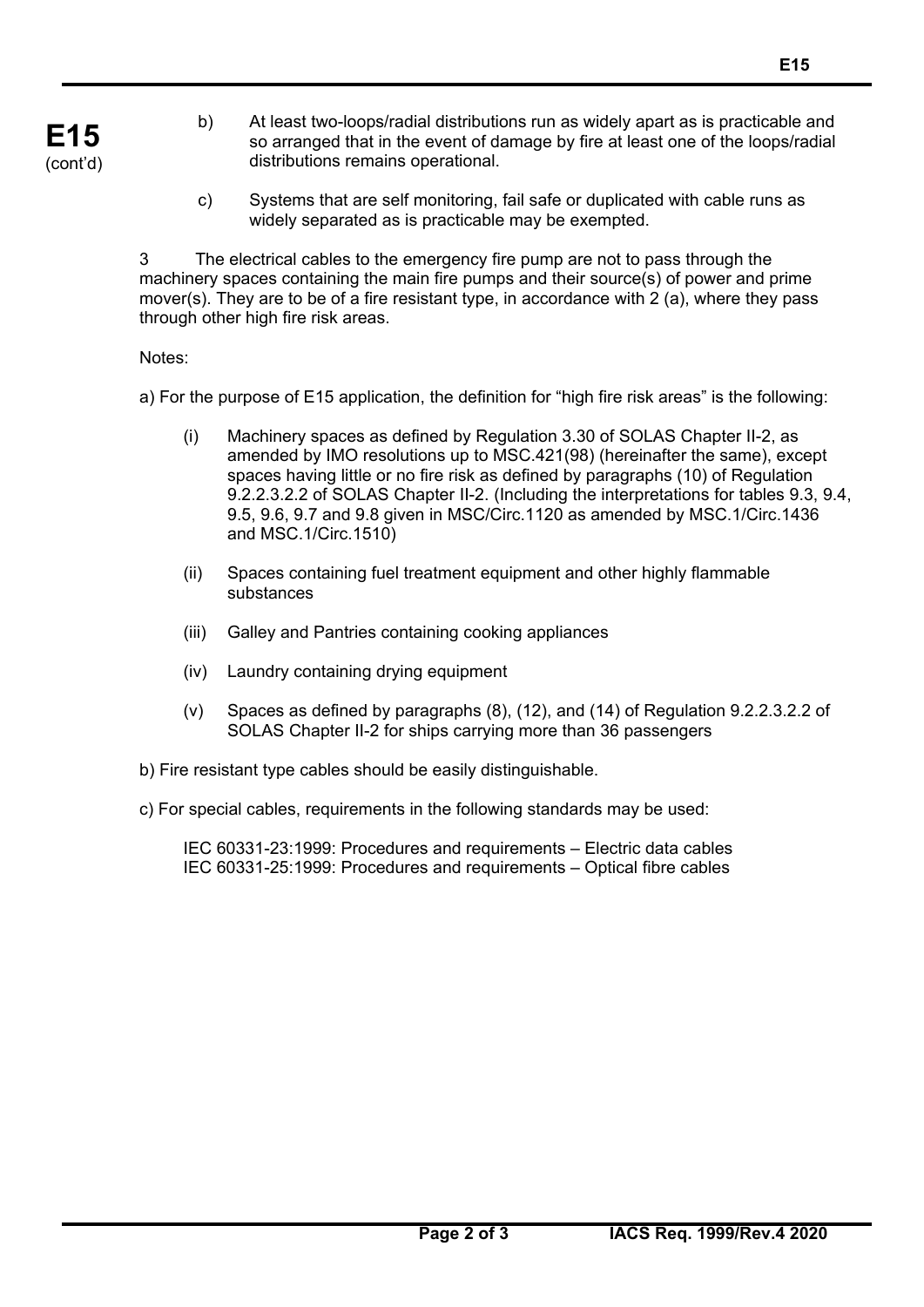b) At least two-loops/radial distributions run as widely apart as is practicable and so arranged that in the event of damage by fire at least one of the loops/radial distributions remains operational.

c) Systems that are self monitoring, fail safe or duplicated with cable runs as widely separated as is practicable may be exempted.

3 The electrical cables to the emergency fire pump are not to pass through the machinery spaces containing the main fire pumps and their source(s) of power and prime mover(s). They are to be of a fire resistant type, in accordance with 2 (a), where they pass through other high fire risk areas.

Notes:

a) For the purpose of E15 application, the definition for "high fire risk areas" is the following:

(i) Machinery spaces as defined by Regulation 3.30 of SOLAS Chapter II-2, as amended by IMO resolutions up to MSC.421(98) (hereinafter the same), except spaces having little or no fire risk as defined by paragraphs (10) of Regulation 9.2.2.3.2.2 of SOLAS Chapter II-2. (Including the interpretations for tables 9.3, 9.4, 9.5, 9.6, 9.7 and 9.8 given in MSC/Circ.1120 as amended by MSC.1/Circ.1436 and MSC.1/Circ.1510)

(ii) Spaces containing fuel treatment equipment and other highly flammable substances

(iii) Galley and Pantries containing cooking appliances

(iv) Laundry containing drying equipment

(v) Spaces as defined by paragraphs (8), (12), and (14) of Regulation 9.2.2.3.2.2 of SOLAS Chapter II-2 for ships carrying more than 36 passengers

b) Fire resistant type cables should be easily distinguishable.

c) For special cables, requirements in the following standards may be used:

IEC 60331-23:1999: Procedures and requirements – Electric data cables
IEC 60331-25:1999: Procedures and requirements – Optical fibre cables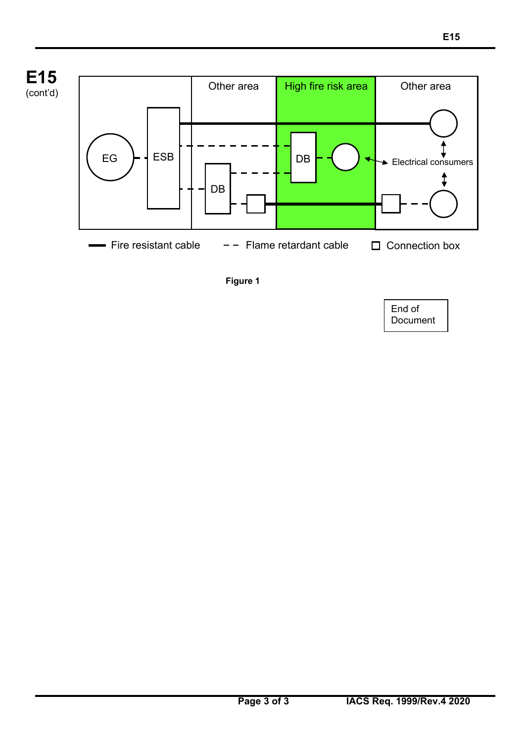**E15**
(cont'd)

Other area
High fire risk area
Other area
EG
ESB
DB
DB
Electrical consumers

Fire resistant cable
Flame retardant cable
Connection box

**Figure 1**

End of Document